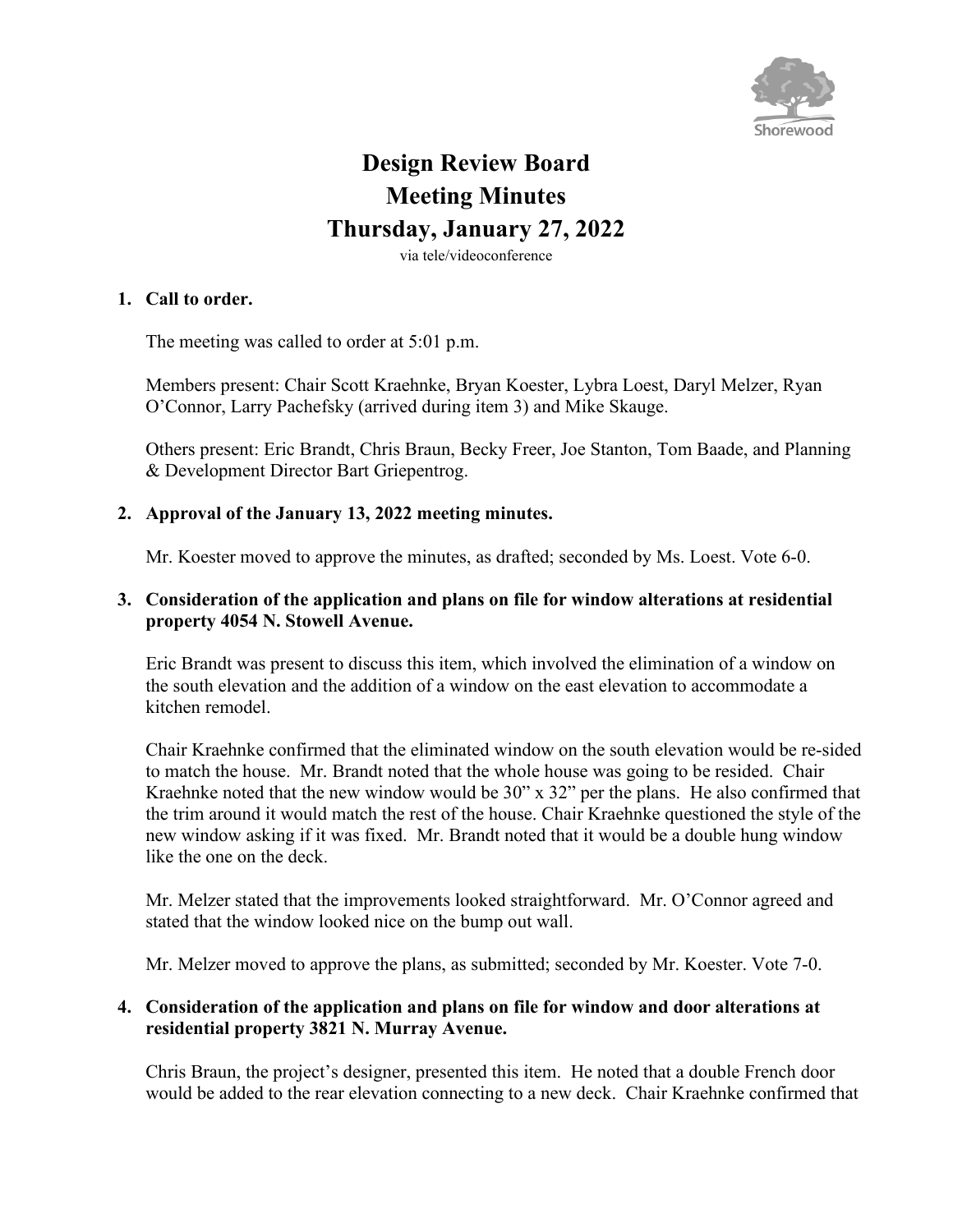# Design Review Board
# Meeting Minutes
# Thursday, January 27, 2022

via tele/videoconference

**1. Call to order.**

The meeting was called to order at 5:01 p.m.

Members present: Chair Scott Kraehnke, Bryan Koester, Lybra Loest, Daryl Melzer, Ryan O'Connor, Larry Pachefsky (arrived during item 3) and Mike Skauge.

Others present: Eric Brandt, Chris Braun, Becky Freer, Joe Stanton, Tom Baade, and Planning & Development Director Bart Griepentrog.

**2. Approval of the January 13, 2022 meeting minutes.**

Mr. Koester moved to approve the minutes, as drafted; seconded by Ms. Loest. Vote 6-0.

**3. Consideration of the application and plans on file for window alterations at residential property 4054 N. Stowell Avenue.**

Eric Brandt was present to discuss this item, which involved the elimination of a window on the south elevation and the addition of a window on the east elevation to accommodate a kitchen remodel.

Chair Kraehnke confirmed that the eliminated window on the south elevation would be re-sided to match the house. Mr. Brandt noted that the whole house was going to be resided. Chair Kraehnke noted that the new window would be 30" x 32" per the plans. He also confirmed that the trim around it would match the rest of the house. Chair Kraehnke questioned the style of the new window asking if it was fixed. Mr. Brandt noted that it would be a double hung window like the one on the deck.

Mr. Melzer stated that the improvements looked straightforward. Mr. O'Connor agreed and stated that the window looked nice on the bump out wall.

Mr. Melzer moved to approve the plans, as submitted; seconded by Mr. Koester. Vote 7-0.

**4. Consideration of the application and plans on file for window and door alterations at residential property 3821 N. Murray Avenue.**

Chris Braun, the project's designer, presented this item. He noted that a double French door would be added to the rear elevation connecting to a new deck. Chair Kraehnke confirmed that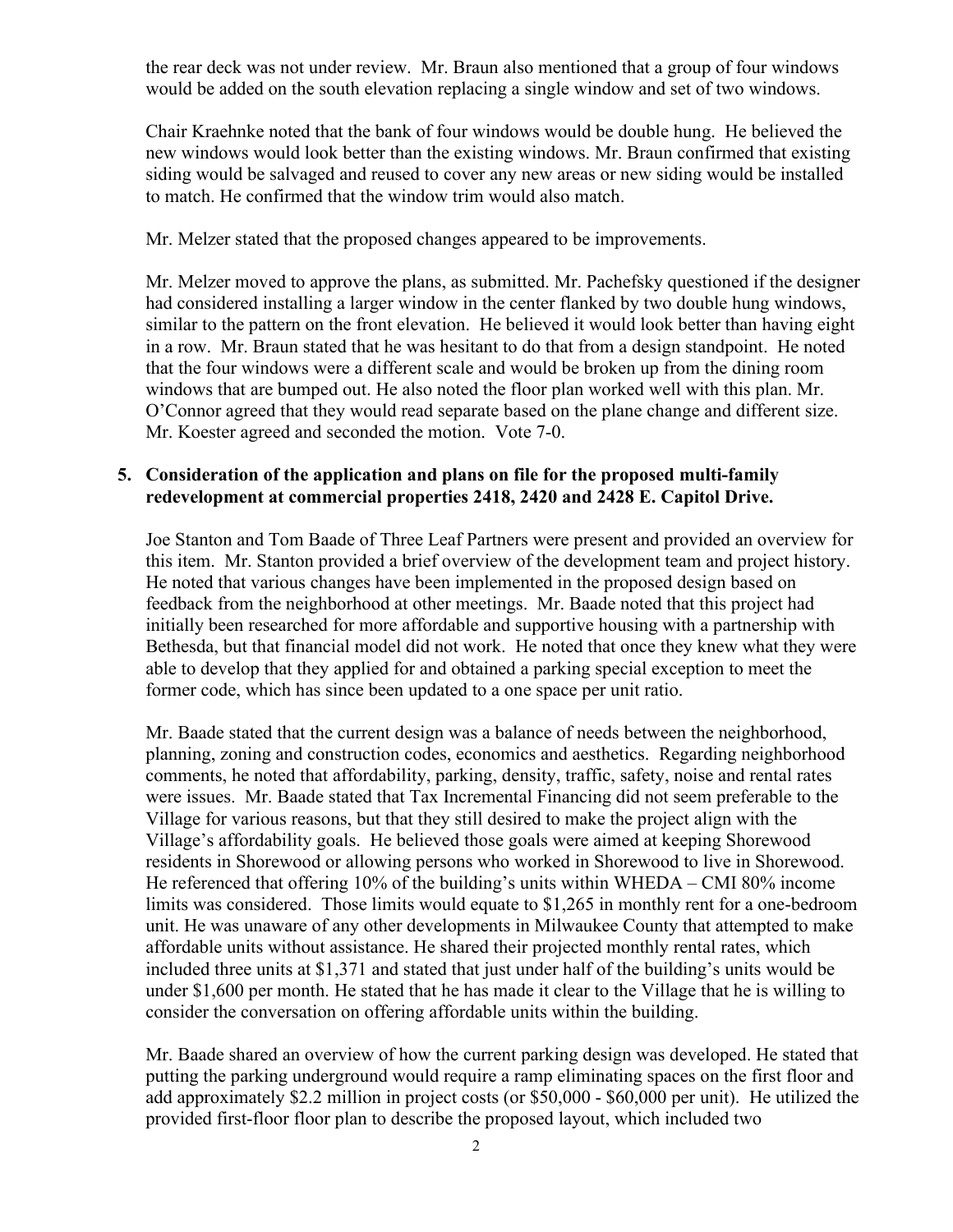the rear deck was not under review. Mr. Braun also mentioned that a group of four windows would be added on the south elevation replacing a single window and set of two windows.

Chair Kraehnke noted that the bank of four windows would be double hung. He believed the new windows would look better than the existing windows. Mr. Braun confirmed that existing siding would be salvaged and reused to cover any new areas or new siding would be installed to match. He confirmed that the window trim would also match.

Mr. Melzer stated that the proposed changes appeared to be improvements.

Mr. Melzer moved to approve the plans, as submitted. Mr. Pachefsky questioned if the designer had considered installing a larger window in the center flanked by two double hung windows, similar to the pattern on the front elevation. He believed it would look better than having eight in a row. Mr. Braun stated that he was hesitant to do that from a design standpoint. He noted that the four windows were a different scale and would be broken up from the dining room windows that are bumped out. He also noted the floor plan worked well with this plan. Mr. O'Connor agreed that they would read separate based on the plane change and different size. Mr. Koester agreed and seconded the motion. Vote 7-0.

**5. Consideration of the application and plans on file for the proposed multi-family redevelopment at commercial properties 2418, 2420 and 2428 E. Capitol Drive.**

Joe Stanton and Tom Baade of Three Leaf Partners were present and provided an overview for this item. Mr. Stanton provided a brief overview of the development team and project history. He noted that various changes have been implemented in the proposed design based on feedback from the neighborhood at other meetings. Mr. Baade noted that this project had initially been researched for more affordable and supportive housing with a partnership with Bethesda, but that financial model did not work. He noted that once they knew what they were able to develop that they applied for and obtained a parking special exception to meet the former code, which has since been updated to a one space per unit ratio.

Mr. Baade stated that the current design was a balance of needs between the neighborhood, planning, zoning and construction codes, economics and aesthetics. Regarding neighborhood comments, he noted that affordability, parking, density, traffic, safety, noise and rental rates were issues. Mr. Baade stated that Tax Incremental Financing did not seem preferable to the Village for various reasons, but that they still desired to make the project align with the Village's affordability goals. He believed those goals were aimed at keeping Shorewood residents in Shorewood or allowing persons who worked in Shorewood to live in Shorewood. He referenced that offering 10% of the building's units within WHEDA – CMI 80% income limits was considered. Those limits would equate to $1,265 in monthly rent for a one-bedroom unit. He was unaware of any other developments in Milwaukee County that attempted to make affordable units without assistance. He shared their projected monthly rental rates, which included three units at $1,371 and stated that just under half of the building's units would be under $1,600 per month. He stated that he has made it clear to the Village that he is willing to consider the conversation on offering affordable units within the building.

Mr. Baade shared an overview of how the current parking design was developed. He stated that putting the parking underground would require a ramp eliminating spaces on the first floor and add approximately $2.2 million in project costs (or $50,000 - $60,000 per unit). He utilized the provided first-floor floor plan to describe the proposed layout, which included two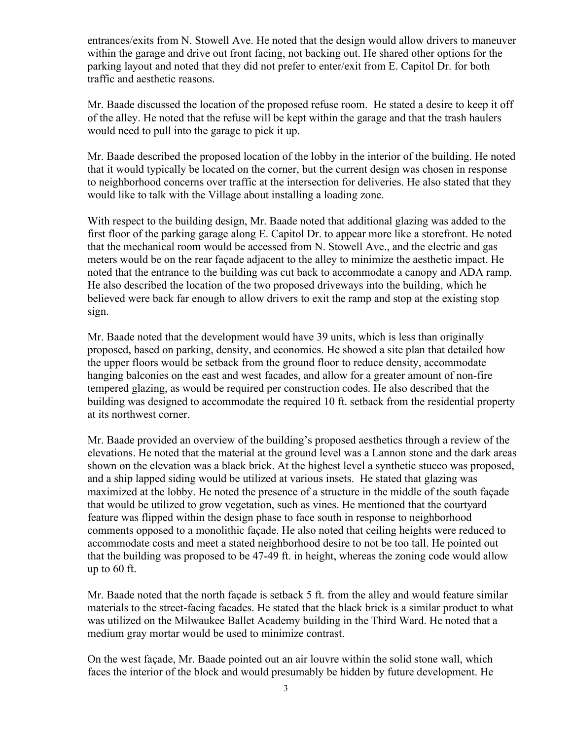entrances/exits from N. Stowell Ave. He noted that the design would allow drivers to maneuver within the garage and drive out front facing, not backing out. He shared other options for the parking layout and noted that they did not prefer to enter/exit from E. Capitol Dr. for both traffic and aesthetic reasons.

Mr. Baade discussed the location of the proposed refuse room. He stated a desire to keep it off of the alley. He noted that the refuse will be kept within the garage and that the trash haulers would need to pull into the garage to pick it up.

Mr. Baade described the proposed location of the lobby in the interior of the building. He noted that it would typically be located on the corner, but the current design was chosen in response to neighborhood concerns over traffic at the intersection for deliveries. He also stated that they would like to talk with the Village about installing a loading zone.

With respect to the building design, Mr. Baade noted that additional glazing was added to the first floor of the parking garage along E. Capitol Dr. to appear more like a storefront. He noted that the mechanical room would be accessed from N. Stowell Ave., and the electric and gas meters would be on the rear façade adjacent to the alley to minimize the aesthetic impact. He noted that the entrance to the building was cut back to accommodate a canopy and ADA ramp. He also described the location of the two proposed driveways into the building, which he believed were back far enough to allow drivers to exit the ramp and stop at the existing stop sign.

Mr. Baade noted that the development would have 39 units, which is less than originally proposed, based on parking, density, and economics. He showed a site plan that detailed how the upper floors would be setback from the ground floor to reduce density, accommodate hanging balconies on the east and west facades, and allow for a greater amount of non-fire tempered glazing, as would be required per construction codes. He also described that the building was designed to accommodate the required 10 ft. setback from the residential property at its northwest corner.

Mr. Baade provided an overview of the building's proposed aesthetics through a review of the elevations. He noted that the material at the ground level was a Lannon stone and the dark areas shown on the elevation was a black brick. At the highest level a synthetic stucco was proposed, and a ship lapped siding would be utilized at various insets. He stated that glazing was maximized at the lobby. He noted the presence of a structure in the middle of the south façade that would be utilized to grow vegetation, such as vines. He mentioned that the courtyard feature was flipped within the design phase to face south in response to neighborhood comments opposed to a monolithic façade. He also noted that ceiling heights were reduced to accommodate costs and meet a stated neighborhood desire to not be too tall. He pointed out that the building was proposed to be 47-49 ft. in height, whereas the zoning code would allow up to 60 ft.

Mr. Baade noted that the north façade is setback 5 ft. from the alley and would feature similar materials to the street-facing facades. He stated that the black brick is a similar product to what was utilized on the Milwaukee Ballet Academy building in the Third Ward. He noted that a medium gray mortar would be used to minimize contrast.

On the west façade, Mr. Baade pointed out an air louvre within the solid stone wall, which faces the interior of the block and would presumably be hidden by future development. He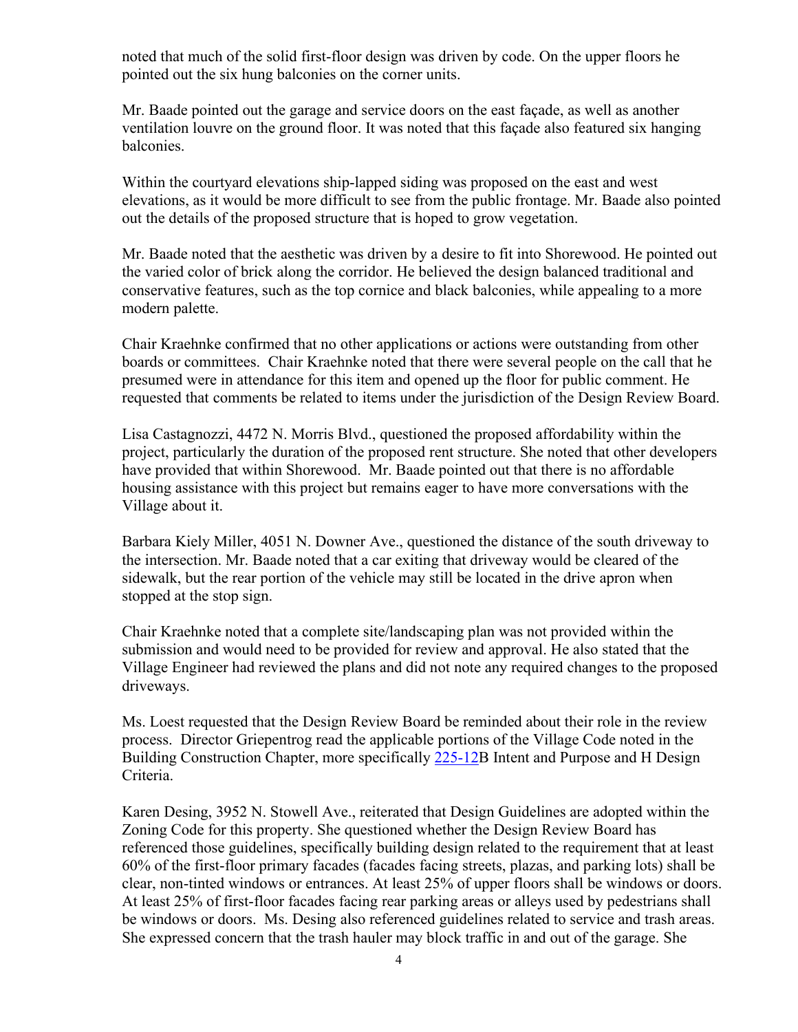noted that much of the solid first-floor design was driven by code. On the upper floors he pointed out the six hung balconies on the corner units.

Mr. Baade pointed out the garage and service doors on the east façade, as well as another ventilation louvre on the ground floor. It was noted that this façade also featured six hanging balconies.

Within the courtyard elevations ship-lapped siding was proposed on the east and west elevations, as it would be more difficult to see from the public frontage. Mr. Baade also pointed out the details of the proposed structure that is hoped to grow vegetation.

Mr. Baade noted that the aesthetic was driven by a desire to fit into Shorewood. He pointed out the varied color of brick along the corridor. He believed the design balanced traditional and conservative features, such as the top cornice and black balconies, while appealing to a more modern palette.

Chair Kraehnke confirmed that no other applications or actions were outstanding from other boards or committees. Chair Kraehnke noted that there were several people on the call that he presumed were in attendance for this item and opened up the floor for public comment. He requested that comments be related to items under the jurisdiction of the Design Review Board.

Lisa Castagnozzi, 4472 N. Morris Blvd., questioned the proposed affordability within the project, particularly the duration of the proposed rent structure. She noted that other developers have provided that within Shorewood. Mr. Baade pointed out that there is no affordable housing assistance with this project but remains eager to have more conversations with the Village about it.

Barbara Kiely Miller, 4051 N. Downer Ave., questioned the distance of the south driveway to the intersection. Mr. Baade noted that a car exiting that driveway would be cleared of the sidewalk, but the rear portion of the vehicle may still be located in the drive apron when stopped at the stop sign.

Chair Kraehnke noted that a complete site/landscaping plan was not provided within the submission and would need to be provided for review and approval. He also stated that the Village Engineer had reviewed the plans and did not note any required changes to the proposed driveways.

Ms. Loest requested that the Design Review Board be reminded about their role in the review process. Director Griepentrog read the applicable portions of the Village Code noted in the Building Construction Chapter, more specifically 225-12B Intent and Purpose and H Design Criteria.

Karen Desing, 3952 N. Stowell Ave., reiterated that Design Guidelines are adopted within the Zoning Code for this property. She questioned whether the Design Review Board has referenced those guidelines, specifically building design related to the requirement that at least 60% of the first-floor primary facades (facades facing streets, plazas, and parking lots) shall be clear, non-tinted windows or entrances. At least 25% of upper floors shall be windows or doors. At least 25% of first-floor facades facing rear parking areas or alleys used by pedestrians shall be windows or doors. Ms. Desing also referenced guidelines related to service and trash areas. She expressed concern that the trash hauler may block traffic in and out of the garage. She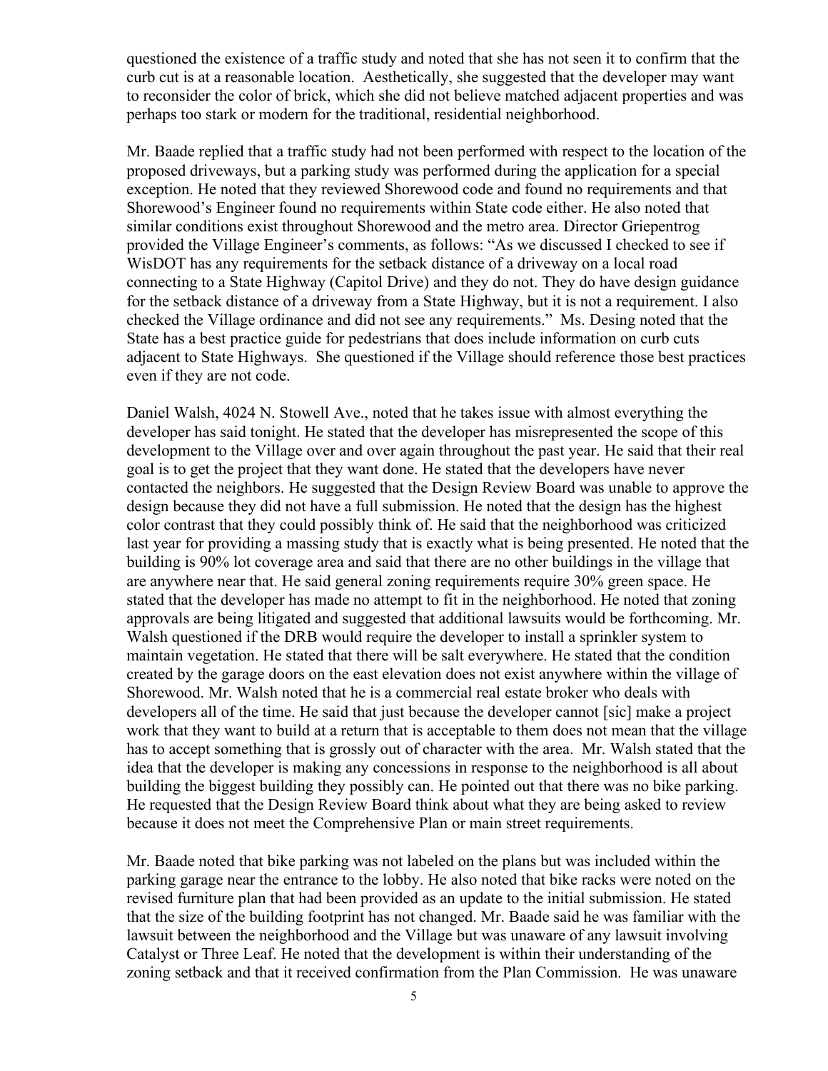questioned the existence of a traffic study and noted that she has not seen it to confirm that the curb cut is at a reasonable location. Aesthetically, she suggested that the developer may want to reconsider the color of brick, which she did not believe matched adjacent properties and was perhaps too stark or modern for the traditional, residential neighborhood.

Mr. Baade replied that a traffic study had not been performed with respect to the location of the proposed driveways, but a parking study was performed during the application for a special exception. He noted that they reviewed Shorewood code and found no requirements and that Shorewood's Engineer found no requirements within State code either. He also noted that similar conditions exist throughout Shorewood and the metro area. Director Griepentrog provided the Village Engineer's comments, as follows: "As we discussed I checked to see if WisDOT has any requirements for the setback distance of a driveway on a local road connecting to a State Highway (Capitol Drive) and they do not. They do have design guidance for the setback distance of a driveway from a State Highway, but it is not a requirement. I also checked the Village ordinance and did not see any requirements." Ms. Desing noted that the State has a best practice guide for pedestrians that does include information on curb cuts adjacent to State Highways. She questioned if the Village should reference those best practices even if they are not code.

Daniel Walsh, 4024 N. Stowell Ave., noted that he takes issue with almost everything the developer has said tonight. He stated that the developer has misrepresented the scope of this development to the Village over and over again throughout the past year. He said that their real goal is to get the project that they want done. He stated that the developers have never contacted the neighbors. He suggested that the Design Review Board was unable to approve the design because they did not have a full submission. He noted that the design has the highest color contrast that they could possibly think of. He said that the neighborhood was criticized last year for providing a massing study that is exactly what is being presented. He noted that the building is 90% lot coverage area and said that there are no other buildings in the village that are anywhere near that. He said general zoning requirements require 30% green space. He stated that the developer has made no attempt to fit in the neighborhood. He noted that zoning approvals are being litigated and suggested that additional lawsuits would be forthcoming. Mr. Walsh questioned if the DRB would require the developer to install a sprinkler system to maintain vegetation. He stated that there will be salt everywhere. He stated that the condition created by the garage doors on the east elevation does not exist anywhere within the village of Shorewood. Mr. Walsh noted that he is a commercial real estate broker who deals with developers all of the time. He said that just because the developer cannot [sic] make a project work that they want to build at a return that is acceptable to them does not mean that the village has to accept something that is grossly out of character with the area. Mr. Walsh stated that the idea that the developer is making any concessions in response to the neighborhood is all about building the biggest building they possibly can. He pointed out that there was no bike parking. He requested that the Design Review Board think about what they are being asked to review because it does not meet the Comprehensive Plan or main street requirements.

Mr. Baade noted that bike parking was not labeled on the plans but was included within the parking garage near the entrance to the lobby. He also noted that bike racks were noted on the revised furniture plan that had been provided as an update to the initial submission. He stated that the size of the building footprint has not changed. Mr. Baade said he was familiar with the lawsuit between the neighborhood and the Village but was unaware of any lawsuit involving Catalyst or Three Leaf. He noted that the development is within their understanding of the zoning setback and that it received confirmation from the Plan Commission. He was unaware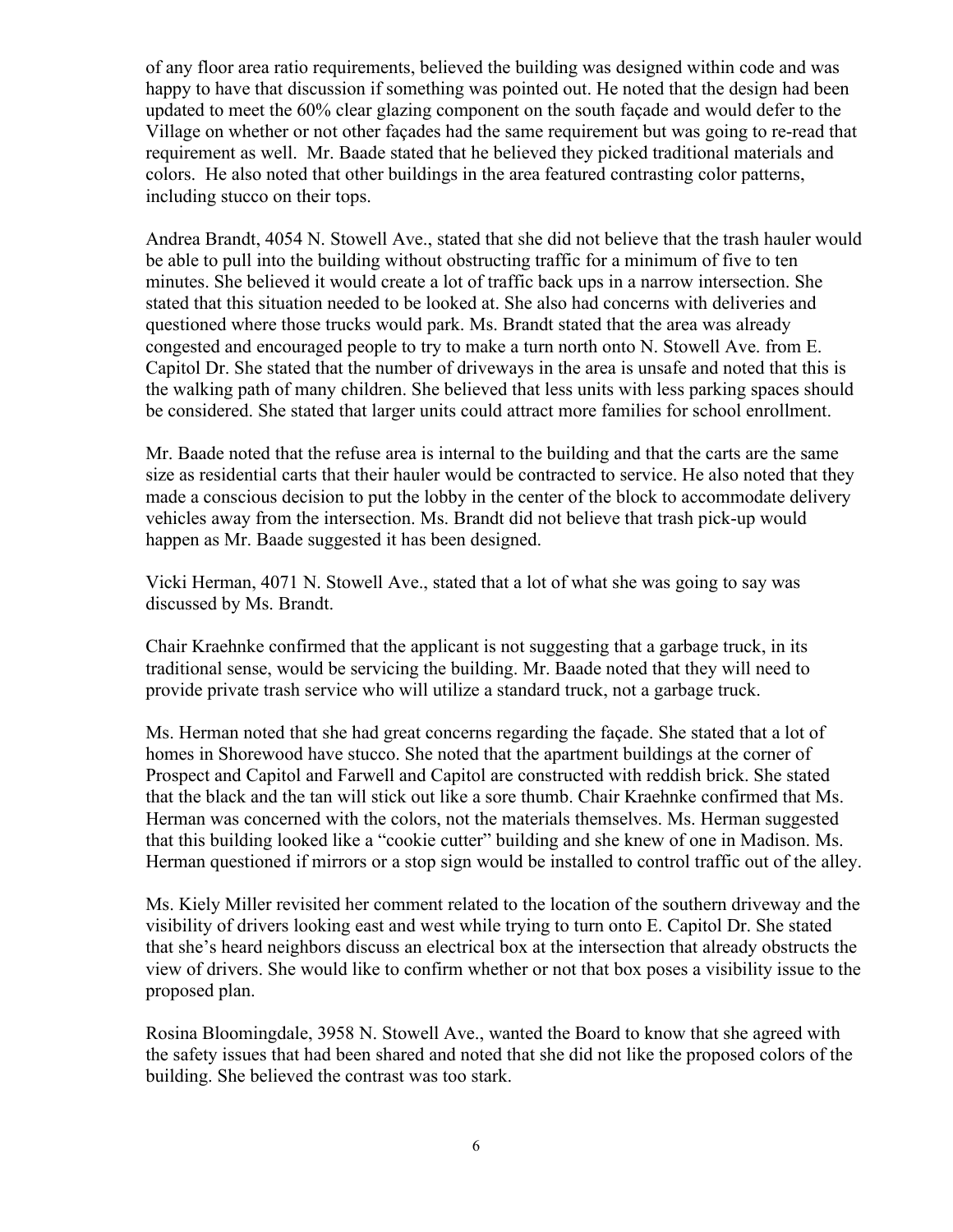of any floor area ratio requirements, believed the building was designed within code and was happy to have that discussion if something was pointed out. He noted that the design had been updated to meet the 60% clear glazing component on the south façade and would defer to the Village on whether or not other façades had the same requirement but was going to re-read that requirement as well. Mr. Baade stated that he believed they picked traditional materials and colors. He also noted that other buildings in the area featured contrasting color patterns, including stucco on their tops.

Andrea Brandt, 4054 N. Stowell Ave., stated that she did not believe that the trash hauler would be able to pull into the building without obstructing traffic for a minimum of five to ten minutes. She believed it would create a lot of traffic back ups in a narrow intersection. She stated that this situation needed to be looked at. She also had concerns with deliveries and questioned where those trucks would park. Ms. Brandt stated that the area was already congested and encouraged people to try to make a turn north onto N. Stowell Ave. from E. Capitol Dr. She stated that the number of driveways in the area is unsafe and noted that this is the walking path of many children. She believed that less units with less parking spaces should be considered. She stated that larger units could attract more families for school enrollment.

Mr. Baade noted that the refuse area is internal to the building and that the carts are the same size as residential carts that their hauler would be contracted to service. He also noted that they made a conscious decision to put the lobby in the center of the block to accommodate delivery vehicles away from the intersection. Ms. Brandt did not believe that trash pick-up would happen as Mr. Baade suggested it has been designed.

Vicki Herman, 4071 N. Stowell Ave., stated that a lot of what she was going to say was discussed by Ms. Brandt.

Chair Kraehnke confirmed that the applicant is not suggesting that a garbage truck, in its traditional sense, would be servicing the building. Mr. Baade noted that they will need to provide private trash service who will utilize a standard truck, not a garbage truck.

Ms. Herman noted that she had great concerns regarding the façade. She stated that a lot of homes in Shorewood have stucco. She noted that the apartment buildings at the corner of Prospect and Capitol and Farwell and Capitol are constructed with reddish brick. She stated that the black and the tan will stick out like a sore thumb. Chair Kraehnke confirmed that Ms. Herman was concerned with the colors, not the materials themselves. Ms. Herman suggested that this building looked like a "cookie cutter" building and she knew of one in Madison. Ms. Herman questioned if mirrors or a stop sign would be installed to control traffic out of the alley.

Ms. Kiely Miller revisited her comment related to the location of the southern driveway and the visibility of drivers looking east and west while trying to turn onto E. Capitol Dr. She stated that she's heard neighbors discuss an electrical box at the intersection that already obstructs the view of drivers. She would like to confirm whether or not that box poses a visibility issue to the proposed plan.

Rosina Bloomingdale, 3958 N. Stowell Ave., wanted the Board to know that she agreed with the safety issues that had been shared and noted that she did not like the proposed colors of the building. She believed the contrast was too stark.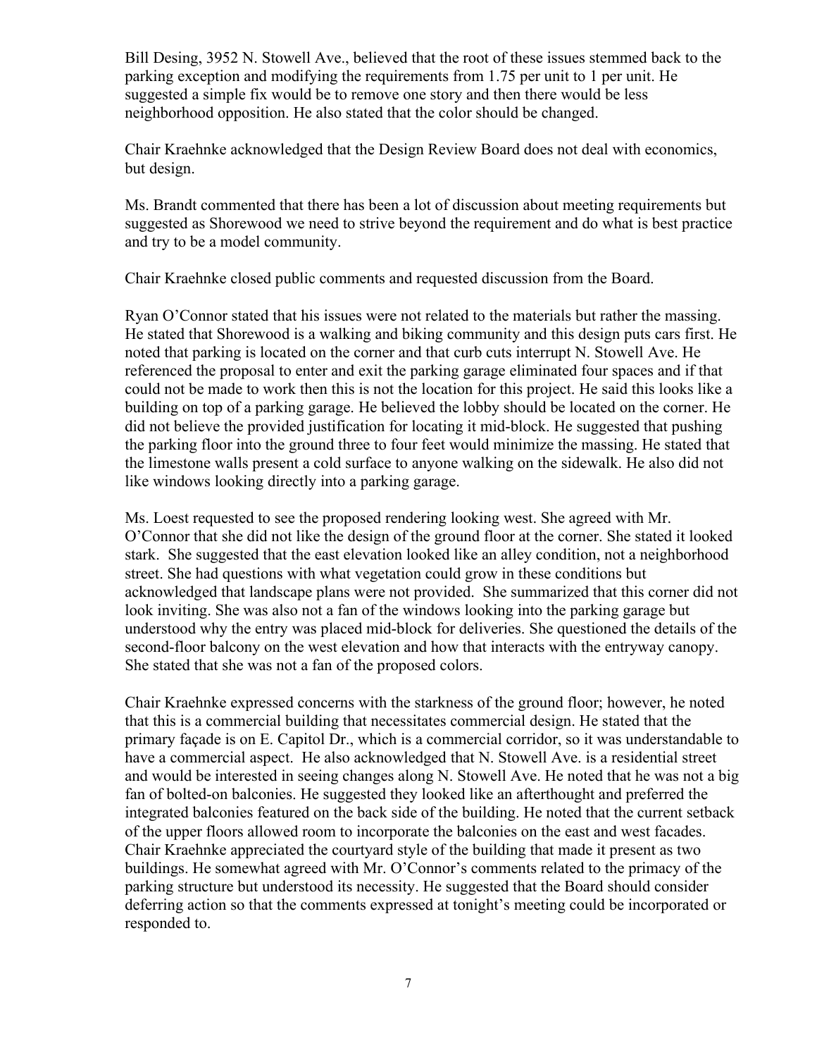Bill Desing, 3952 N. Stowell Ave., believed that the root of these issues stemmed back to the parking exception and modifying the requirements from 1.75 per unit to 1 per unit. He suggested a simple fix would be to remove one story and then there would be less neighborhood opposition. He also stated that the color should be changed.

Chair Kraehnke acknowledged that the Design Review Board does not deal with economics, but design.

Ms. Brandt commented that there has been a lot of discussion about meeting requirements but suggested as Shorewood we need to strive beyond the requirement and do what is best practice and try to be a model community.

Chair Kraehnke closed public comments and requested discussion from the Board.

Ryan O'Connor stated that his issues were not related to the materials but rather the massing. He stated that Shorewood is a walking and biking community and this design puts cars first. He noted that parking is located on the corner and that curb cuts interrupt N. Stowell Ave. He referenced the proposal to enter and exit the parking garage eliminated four spaces and if that could not be made to work then this is not the location for this project. He said this looks like a building on top of a parking garage. He believed the lobby should be located on the corner. He did not believe the provided justification for locating it mid-block. He suggested that pushing the parking floor into the ground three to four feet would minimize the massing. He stated that the limestone walls present a cold surface to anyone walking on the sidewalk. He also did not like windows looking directly into a parking garage.

Ms. Loest requested to see the proposed rendering looking west. She agreed with Mr. O'Connor that she did not like the design of the ground floor at the corner. She stated it looked stark. She suggested that the east elevation looked like an alley condition, not a neighborhood street. She had questions with what vegetation could grow in these conditions but acknowledged that landscape plans were not provided. She summarized that this corner did not look inviting. She was also not a fan of the windows looking into the parking garage but understood why the entry was placed mid-block for deliveries. She questioned the details of the second-floor balcony on the west elevation and how that interacts with the entryway canopy. She stated that she was not a fan of the proposed colors.

Chair Kraehnke expressed concerns with the starkness of the ground floor; however, he noted that this is a commercial building that necessitates commercial design. He stated that the primary façade is on E. Capitol Dr., which is a commercial corridor, so it was understandable to have a commercial aspect. He also acknowledged that N. Stowell Ave. is a residential street and would be interested in seeing changes along N. Stowell Ave. He noted that he was not a big fan of bolted-on balconies. He suggested they looked like an afterthought and preferred the integrated balconies featured on the back side of the building. He noted that the current setback of the upper floors allowed room to incorporate the balconies on the east and west facades. Chair Kraehnke appreciated the courtyard style of the building that made it present as two buildings. He somewhat agreed with Mr. O'Connor's comments related to the primacy of the parking structure but understood its necessity. He suggested that the Board should consider deferring action so that the comments expressed at tonight's meeting could be incorporated or responded to.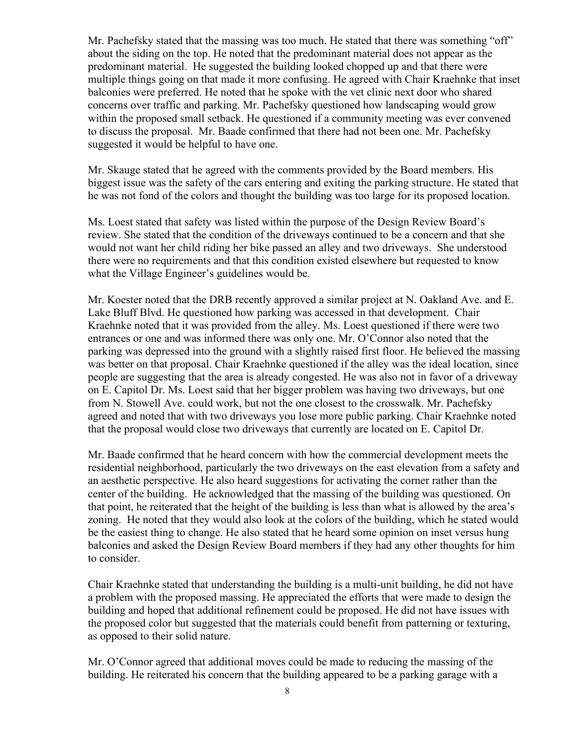Mr. Pachefsky stated that the massing was too much. He stated that there was something "off" about the siding on the top. He noted that the predominant material does not appear as the predominant material. He suggested the building looked chopped up and that there were multiple things going on that made it more confusing. He agreed with Chair Kraehnke that inset balconies were preferred. He noted that he spoke with the vet clinic next door who shared concerns over traffic and parking. Mr. Pachefsky questioned how landscaping would grow within the proposed small setback. He questioned if a community meeting was ever convened to discuss the proposal. Mr. Baade confirmed that there had not been one. Mr. Pachefsky suggested it would be helpful to have one.

Mr. Skauge stated that he agreed with the comments provided by the Board members. His biggest issue was the safety of the cars entering and exiting the parking structure. He stated that he was not fond of the colors and thought the building was too large for its proposed location.

Ms. Loest stated that safety was listed within the purpose of the Design Review Board's review. She stated that the condition of the driveways continued to be a concern and that she would not want her child riding her bike passed an alley and two driveways. She understood there were no requirements and that this condition existed elsewhere but requested to know what the Village Engineer's guidelines would be.

Mr. Koester noted that the DRB recently approved a similar project at N. Oakland Ave. and E. Lake Bluff Blvd. He questioned how parking was accessed in that development. Chair Kraehnke noted that it was provided from the alley. Ms. Loest questioned if there were two entrances or one and was informed there was only one. Mr. O'Connor also noted that the parking was depressed into the ground with a slightly raised first floor. He believed the massing was better on that proposal. Chair Kraehnke questioned if the alley was the ideal location, since people are suggesting that the area is already congested. He was also not in favor of a driveway on E. Capitol Dr. Ms. Loest said that her bigger problem was having two driveways, but one from N. Stowell Ave. could work, but not the one closest to the crosswalk. Mr. Pachefsky agreed and noted that with two driveways you lose more public parking. Chair Kraehnke noted that the proposal would close two driveways that currently are located on E. Capitol Dr.

Mr. Baade confirmed that he heard concern with how the commercial development meets the residential neighborhood, particularly the two driveways on the east elevation from a safety and an aesthetic perspective. He also heard suggestions for activating the corner rather than the center of the building. He acknowledged that the massing of the building was questioned. On that point, he reiterated that the height of the building is less than what is allowed by the area's zoning. He noted that they would also look at the colors of the building, which he stated would be the easiest thing to change. He also stated that he heard some opinion on inset versus hung balconies and asked the Design Review Board members if they had any other thoughts for him to consider.

Chair Kraehnke stated that understanding the building is a multi-unit building, he did not have a problem with the proposed massing. He appreciated the efforts that were made to design the building and hoped that additional refinement could be proposed. He did not have issues with the proposed color but suggested that the materials could benefit from patterning or texturing, as opposed to their solid nature.

Mr. O'Connor agreed that additional moves could be made to reducing the massing of the building. He reiterated his concern that the building appeared to be a parking garage with a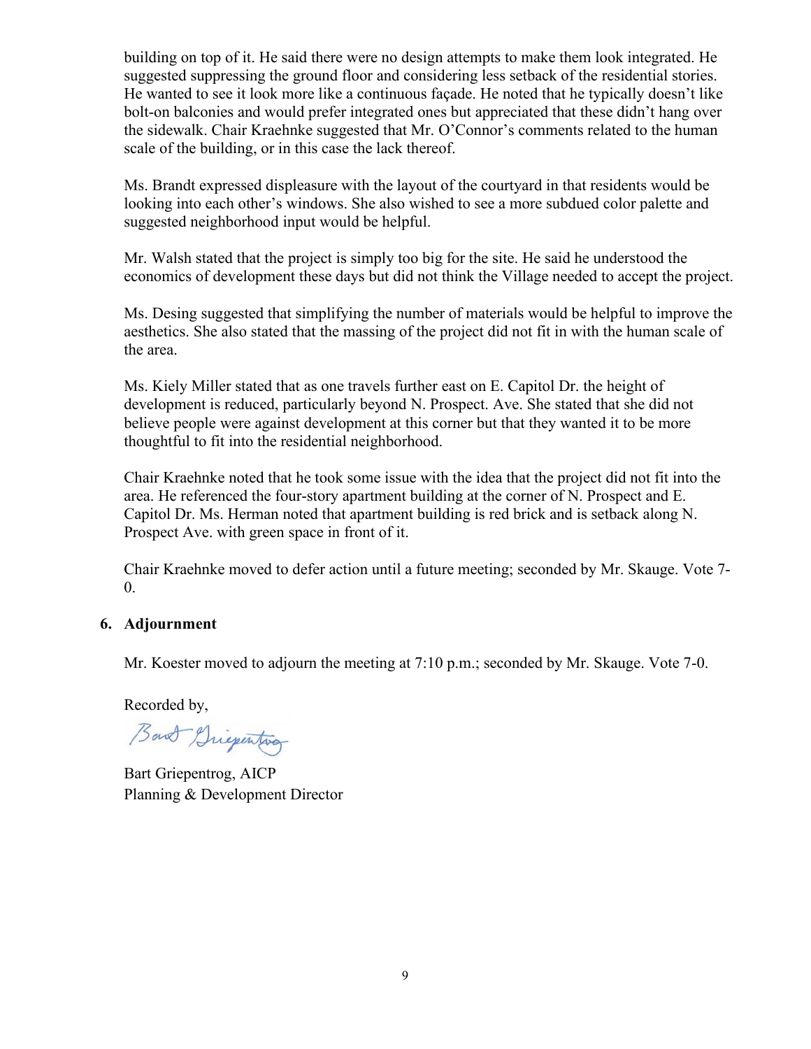building on top of it. He said there were no design attempts to make them look integrated. He suggested suppressing the ground floor and considering less setback of the residential stories. He wanted to see it look more like a continuous façade. He noted that he typically doesn't like bolt-on balconies and would prefer integrated ones but appreciated that these didn't hang over the sidewalk. Chair Kraehnke suggested that Mr. O'Connor's comments related to the human scale of the building, or in this case the lack thereof.

Ms. Brandt expressed displeasure with the layout of the courtyard in that residents would be looking into each other's windows. She also wished to see a more subdued color palette and suggested neighborhood input would be helpful.

Mr. Walsh stated that the project is simply too big for the site. He said he understood the economics of development these days but did not think the Village needed to accept the project.

Ms. Desing suggested that simplifying the number of materials would be helpful to improve the aesthetics. She also stated that the massing of the project did not fit in with the human scale of the area.

Ms. Kiely Miller stated that as one travels further east on E. Capitol Dr. the height of development is reduced, particularly beyond N. Prospect. Ave. She stated that she did not believe people were against development at this corner but that they wanted it to be more thoughtful to fit into the residential neighborhood.

Chair Kraehnke noted that he took some issue with the idea that the project did not fit into the area. He referenced the four-story apartment building at the corner of N. Prospect and E. Capitol Dr. Ms. Herman noted that apartment building is red brick and is setback along N. Prospect Ave. with green space in front of it.

Chair Kraehnke moved to defer action until a future meeting; seconded by Mr. Skauge. Vote 7-0.

**6. Adjournment**

Mr. Koester moved to adjourn the meeting at 7:10 p.m.; seconded by Mr. Skauge. Vote 7-0.

Recorded by,

Bart Griepentrog

Bart Griepentrog, AICP
Planning & Development Director